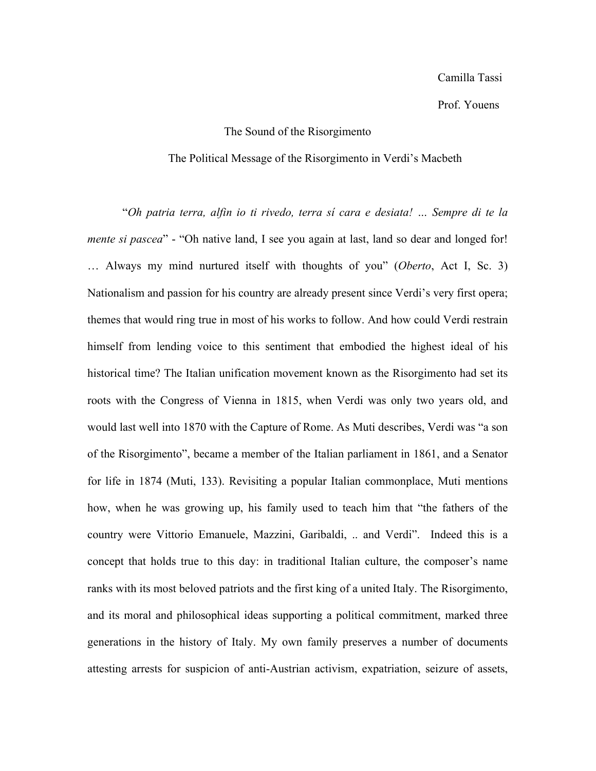Camilla Tassi

Prof. Youens

# The Sound of the Risorgimento

## The Political Message of the Risorgimento in Verdi's Macbeth

"*Oh patria terra, alfin io ti rivedo, terra sí cara e desiata! … Sempre di te la mente si pascea*" - "Oh native land, I see you again at last, land so dear and longed for! … Always my mind nurtured itself with thoughts of you" (*Oberto*, Act I, Sc. 3) Nationalism and passion for his country are already present since Verdi's very first opera; themes that would ring true in most of his works to follow. And how could Verdi restrain himself from lending voice to this sentiment that embodied the highest ideal of his historical time? The Italian unification movement known as the Risorgimento had set its roots with the Congress of Vienna in 1815, when Verdi was only two years old, and would last well into 1870 with the Capture of Rome. As Muti describes, Verdi was "a son of the Risorgimento", became a member of the Italian parliament in 1861, and a Senator for life in 1874 (Muti, 133). Revisiting a popular Italian commonplace, Muti mentions how, when he was growing up, his family used to teach him that "the fathers of the country were Vittorio Emanuele, Mazzini, Garibaldi, .. and Verdi". Indeed this is a concept that holds true to this day: in traditional Italian culture, the composer's name ranks with its most beloved patriots and the first king of a united Italy. The Risorgimento, and its moral and philosophical ideas supporting a political commitment, marked three generations in the history of Italy. My own family preserves a number of documents attesting arrests for suspicion of anti-Austrian activism, expatriation, seizure of assets,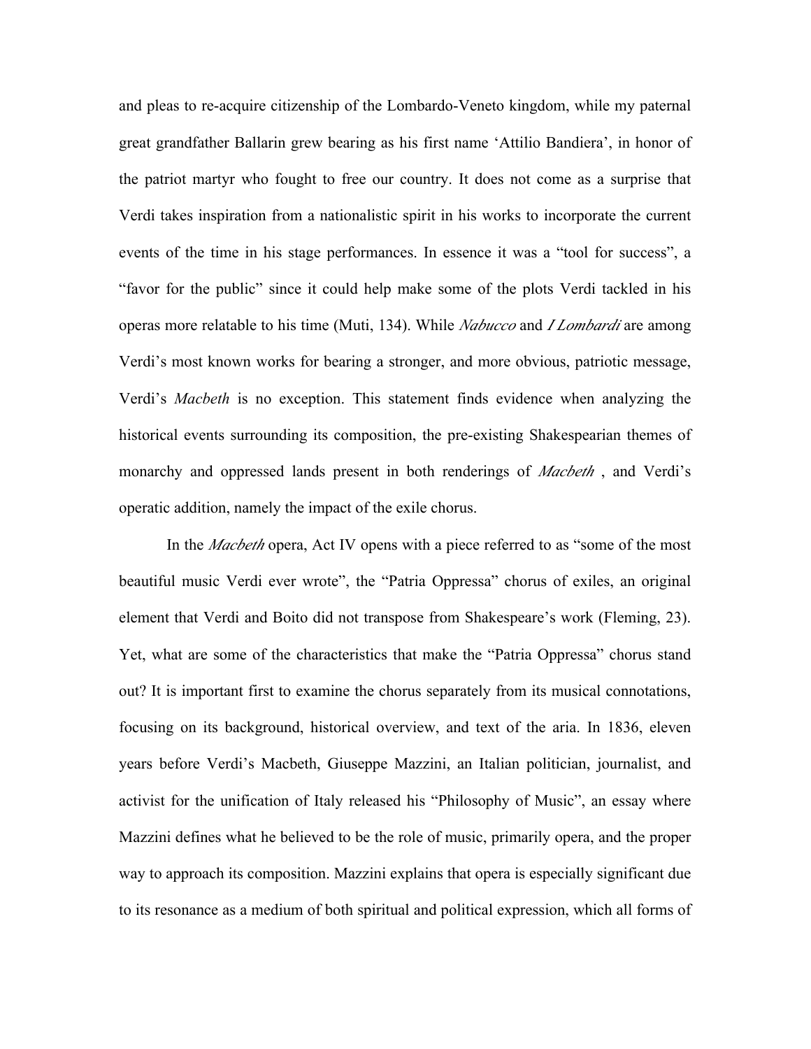and pleas to re-acquire citizenship of the Lombardo-Veneto kingdom, while my paternal great grandfather Ballarin grew bearing as his first name 'Attilio Bandiera', in honor of the patriot martyr who fought to free our country. It does not come as a surprise that Verdi takes inspiration from a nationalistic spirit in his works to incorporate the current events of the time in his stage performances. In essence it was a "tool for success", a "favor for the public" since it could help make some of the plots Verdi tackled in his operas more relatable to his time (Muti, 134). While *Nabucco* and *I Lombardi* are among Verdi's most known works for bearing a stronger, and more obvious, patriotic message, Verdi's *Macbeth* is no exception. This statement finds evidence when analyzing the historical events surrounding its composition, the pre-existing Shakespearian themes of monarchy and oppressed lands present in both renderings of *Macbeth* , and Verdi's operatic addition, namely the impact of the exile chorus.

In the *Macbeth* opera, Act IV opens with a piece referred to as "some of the most beautiful music Verdi ever wrote", the "Patria Oppressa" chorus of exiles, an original element that Verdi and Boito did not transpose from Shakespeare's work (Fleming, 23). Yet, what are some of the characteristics that make the "Patria Oppressa" chorus stand out? It is important first to examine the chorus separately from its musical connotations, focusing on its background, historical overview, and text of the aria. In 1836, eleven years before Verdi's Macbeth, Giuseppe Mazzini, an Italian politician, journalist, and activist for the unification of Italy released his "Philosophy of Music", an essay where Mazzini defines what he believed to be the role of music, primarily opera, and the proper way to approach its composition. Mazzini explains that opera is especially significant due to its resonance as a medium of both spiritual and political expression, which all forms of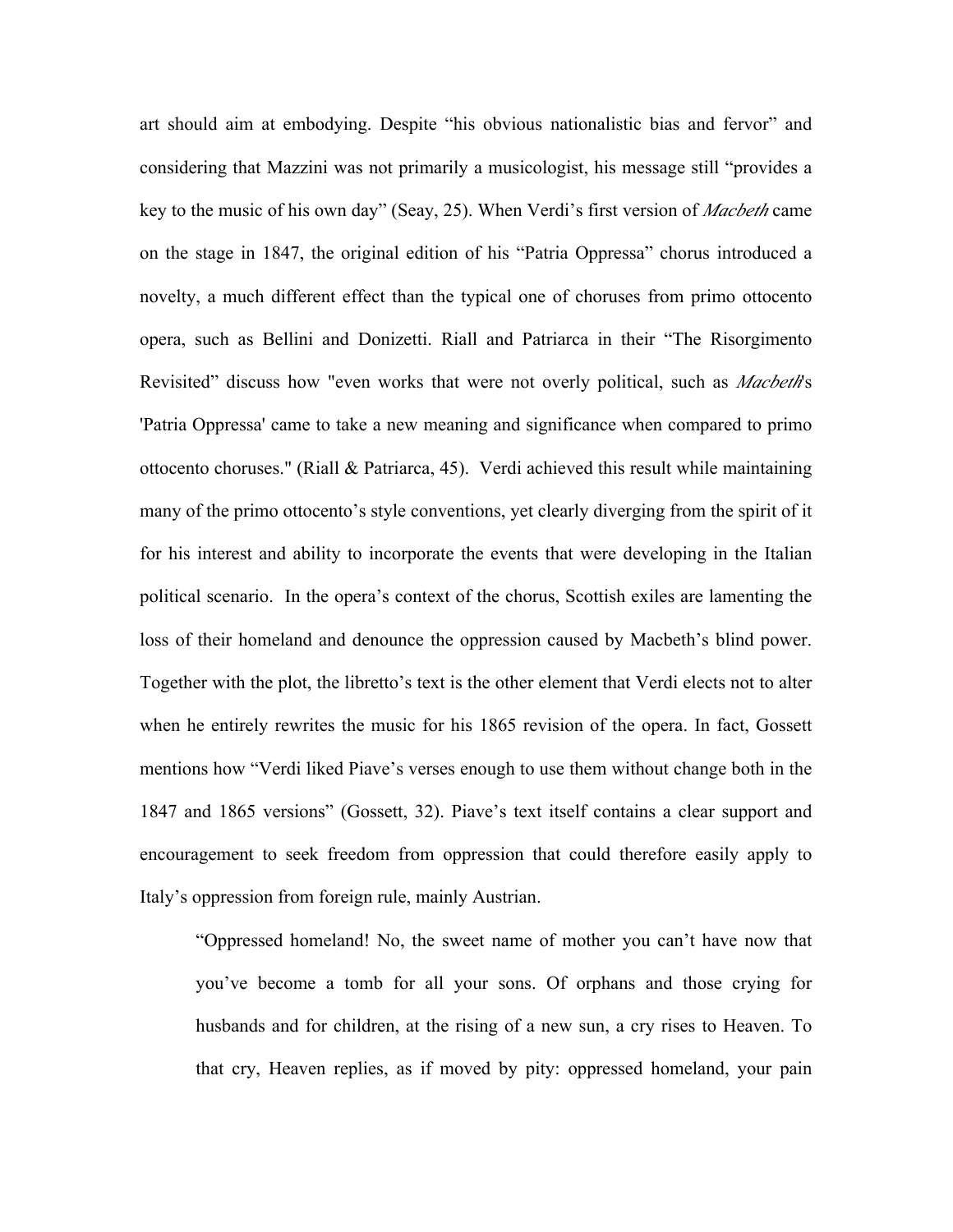art should aim at embodying. Despite "his obvious nationalistic bias and fervor" and considering that Mazzini was not primarily a musicologist, his message still "provides a key to the music of his own day" (Seay, 25). When Verdi's first version of *Macbeth* came on the stage in 1847, the original edition of his "Patria Oppressa" chorus introduced a novelty, a much different effect than the typical one of choruses from primo ottocento opera, such as Bellini and Donizetti. Riall and Patriarca in their "The Risorgimento Revisited" discuss how "even works that were not overly political, such as *Macbeth*'s 'Patria Oppressa' came to take a new meaning and significance when compared to primo ottocento choruses." (Riall & Patriarca, 45). Verdi achieved this result while maintaining many of the primo ottocento's style conventions, yet clearly diverging from the spirit of it for his interest and ability to incorporate the events that were developing in the Italian political scenario. In the opera's context of the chorus, Scottish exiles are lamenting the loss of their homeland and denounce the oppression caused by Macbeth's blind power. Together with the plot, the libretto's text is the other element that Verdi elects not to alter when he entirely rewrites the music for his 1865 revision of the opera. In fact, Gossett mentions how "Verdi liked Piave's verses enough to use them without change both in the 1847 and 1865 versions" (Gossett, 32). Piave's text itself contains a clear support and encouragement to seek freedom from oppression that could therefore easily apply to Italy's oppression from foreign rule, mainly Austrian.

> "Oppressed homeland! No, the sweet name of mother you can't have now that you've become a tomb for all your sons. Of orphans and those crying for husbands and for children, at the rising of a new sun, a cry rises to Heaven. To that cry, Heaven replies, as if moved by pity: oppressed homeland, your pain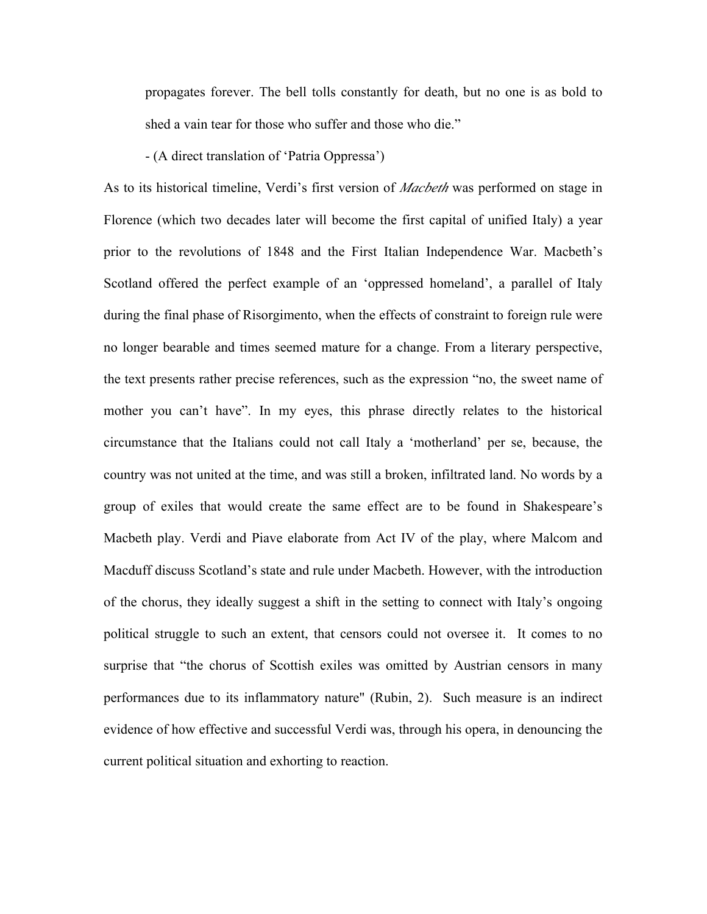propagates forever. The bell tolls constantly for death, but no one is as bold to shed a vain tear for those who suffer and those who die."

- (A direct translation of 'Patria Oppressa')

As to its historical timeline, Verdi's first version of *Macbeth* was performed on stage in Florence (which two decades later will become the first capital of unified Italy) a year prior to the revolutions of 1848 and the First Italian Independence War. Macbeth's Scotland offered the perfect example of an 'oppressed homeland', a parallel of Italy during the final phase of Risorgimento, when the effects of constraint to foreign rule were no longer bearable and times seemed mature for a change. From a literary perspective, the text presents rather precise references, such as the expression "no, the sweet name of mother you can't have". In my eyes, this phrase directly relates to the historical circumstance that the Italians could not call Italy a 'motherland' per se, because, the country was not united at the time, and was still a broken, infiltrated land. No words by a group of exiles that would create the same effect are to be found in Shakespeare's Macbeth play. Verdi and Piave elaborate from Act IV of the play, where Malcom and Macduff discuss Scotland's state and rule under Macbeth. However, with the introduction of the chorus, they ideally suggest a shift in the setting to connect with Italy's ongoing political struggle to such an extent, that censors could not oversee it. It comes to no surprise that "the chorus of Scottish exiles was omitted by Austrian censors in many performances due to its inflammatory nature" (Rubin, 2). Such measure is an indirect evidence of how effective and successful Verdi was, through his opera, in denouncing the current political situation and exhorting to reaction.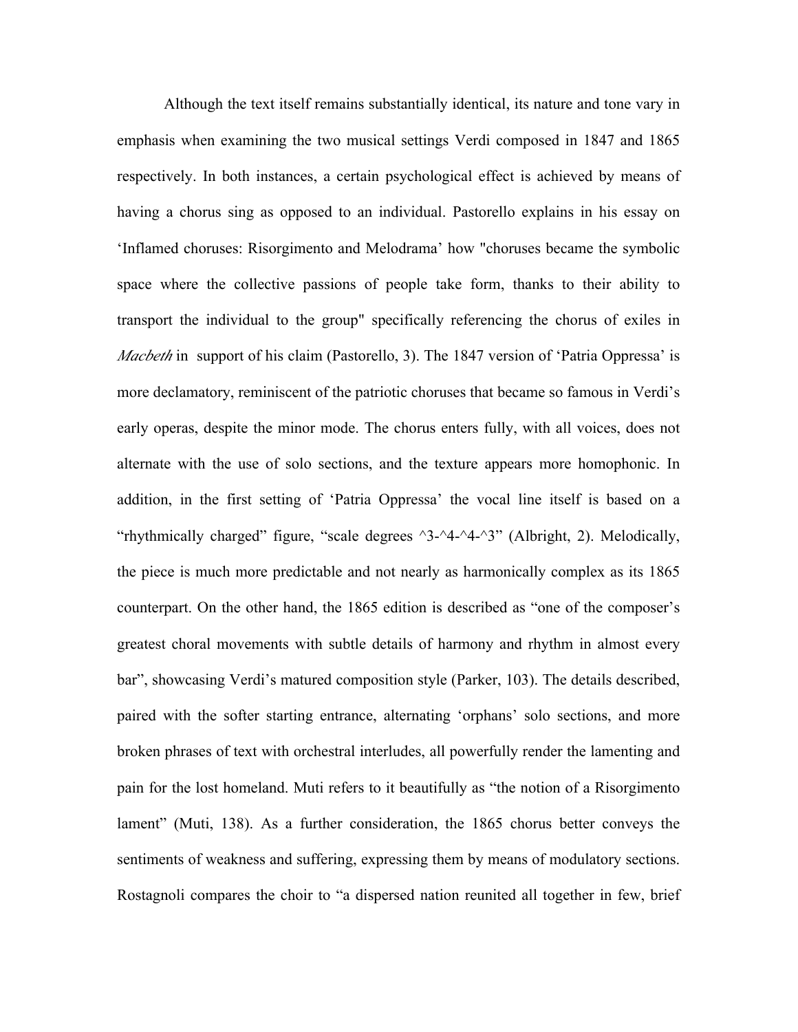Although the text itself remains substantially identical, its nature and tone vary in emphasis when examining the two musical settings Verdi composed in 1847 and 1865 respectively. In both instances, a certain psychological effect is achieved by means of having a chorus sing as opposed to an individual. Pastorello explains in his essay on 'Inflamed choruses: Risorgimento and Melodrama' how "choruses became the symbolic space where the collective passions of people take form, thanks to their ability to transport the individual to the group" specifically referencing the chorus of exiles in *Macbeth* in support of his claim (Pastorello, 3). The 1847 version of 'Patria Oppressa' is more declamatory, reminiscent of the patriotic choruses that became so famous in Verdi's early operas, despite the minor mode. The chorus enters fully, with all voices, does not alternate with the use of solo sections, and the texture appears more homophonic. In addition, in the first setting of 'Patria Oppressa' the vocal line itself is based on a "rhythmically charged" figure, "scale degrees ^3-^4-^4-^3" (Albright, 2). Melodically, the piece is much more predictable and not nearly as harmonically complex as its 1865 counterpart. On the other hand, the 1865 edition is described as "one of the composer's greatest choral movements with subtle details of harmony and rhythm in almost every bar", showcasing Verdi's matured composition style (Parker, 103). The details described, paired with the softer starting entrance, alternating 'orphans' solo sections, and more broken phrases of text with orchestral interludes, all powerfully render the lamenting and pain for the lost homeland. Muti refers to it beautifully as "the notion of a Risorgimento lament" (Muti, 138). As a further consideration, the 1865 chorus better conveys the sentiments of weakness and suffering, expressing them by means of modulatory sections. Rostagnoli compares the choir to "a dispersed nation reunited all together in few, brief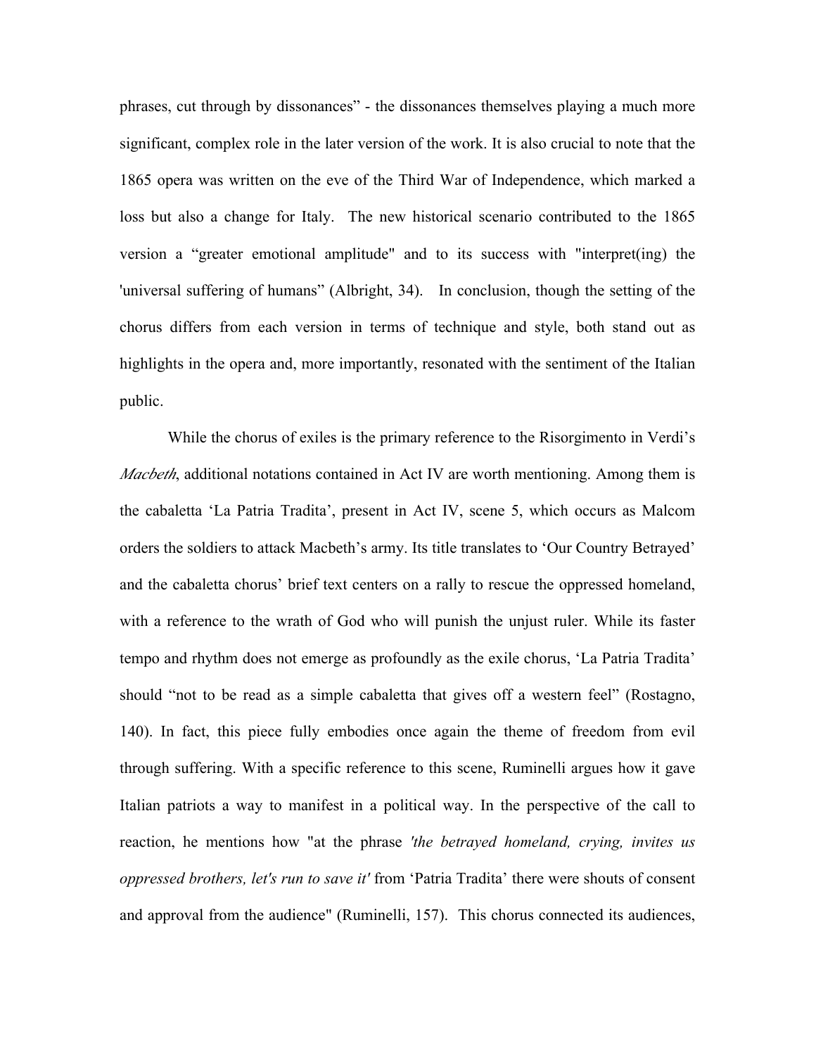phrases, cut through by dissonances" - the dissonances themselves playing a much more significant, complex role in the later version of the work. It is also crucial to note that the 1865 opera was written on the eve of the Third War of Independence, which marked a loss but also a change for Italy. The new historical scenario contributed to the 1865 version a "greater emotional amplitude" and to its success with "interpret(ing) the 'universal suffering of humans" (Albright, 34). In conclusion, though the setting of the chorus differs from each version in terms of technique and style, both stand out as highlights in the opera and, more importantly, resonated with the sentiment of the Italian public.

While the chorus of exiles is the primary reference to the Risorgimento in Verdi's *Macbeth*, additional notations contained in Act IV are worth mentioning. Among them is the cabaletta 'La Patria Tradita', present in Act IV, scene 5, which occurs as Malcom orders the soldiers to attack Macbeth's army. Its title translates to 'Our Country Betrayed' and the cabaletta chorus' brief text centers on a rally to rescue the oppressed homeland, with a reference to the wrath of God who will punish the unjust ruler. While its faster tempo and rhythm does not emerge as profoundly as the exile chorus, 'La Patria Tradita' should "not to be read as a simple cabaletta that gives off a western feel" (Rostagno, 140). In fact, this piece fully embodies once again the theme of freedom from evil through suffering. With a specific reference to this scene, Ruminelli argues how it gave Italian patriots a way to manifest in a political way. In the perspective of the call to reaction, he mentions how "at the phrase *'the betrayed homeland, crying, invites us oppressed brothers, let's run to save it'* from 'Patria Tradita' there were shouts of consent and approval from the audience" (Ruminelli, 157). This chorus connected its audiences,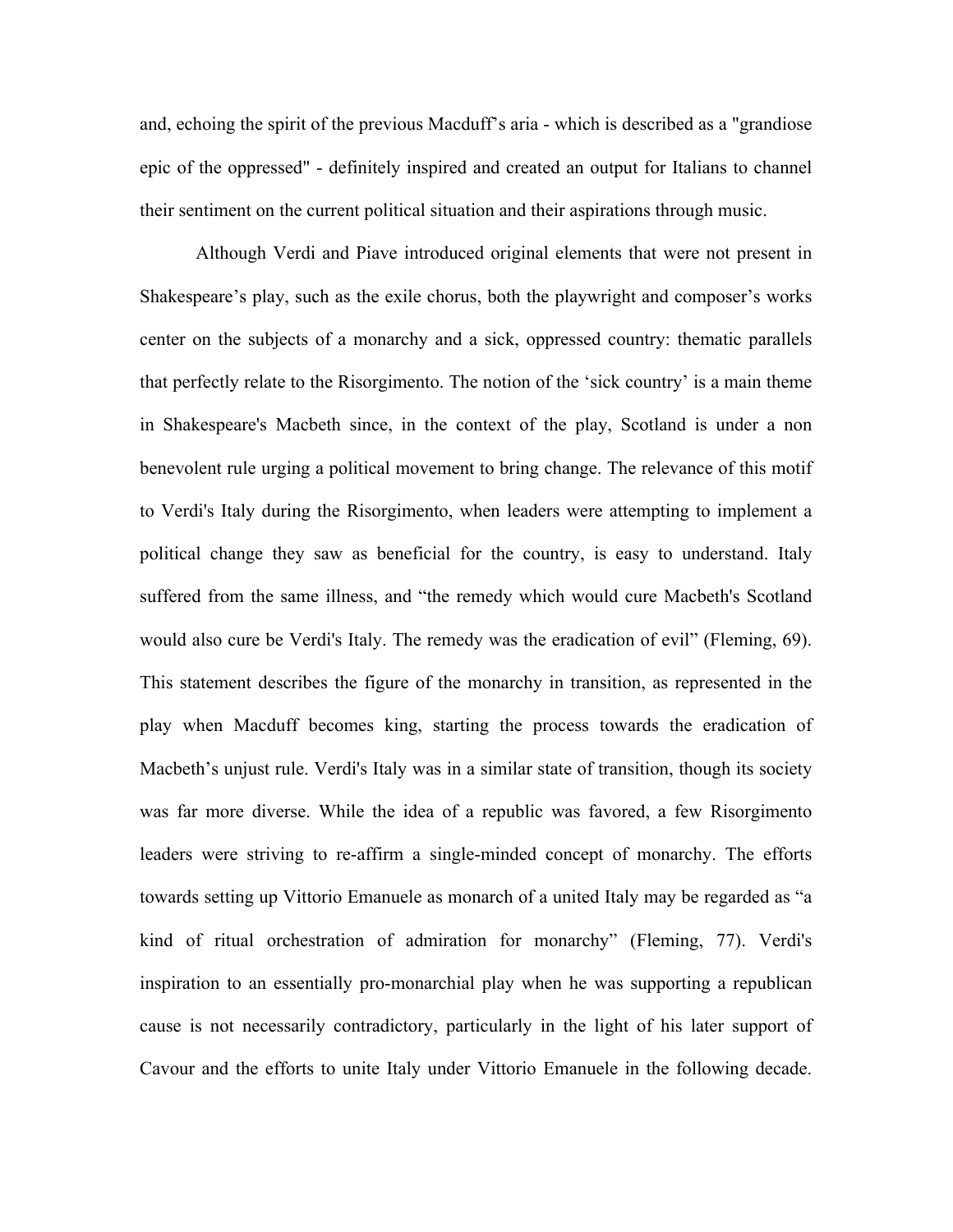and, echoing the spirit of the previous Macduff's aria - which is described as a "grandiose epic of the oppressed" - definitely inspired and created an output for Italians to channel their sentiment on the current political situation and their aspirations through music.

Although Verdi and Piave introduced original elements that were not present in Shakespeare's play, such as the exile chorus, both the playwright and composer's works center on the subjects of a monarchy and a sick, oppressed country: thematic parallels that perfectly relate to the Risorgimento. The notion of the 'sick country' is a main theme in Shakespeare's Macbeth since, in the context of the play, Scotland is under a non benevolent rule urging a political movement to bring change. The relevance of this motif to Verdi's Italy during the Risorgimento, when leaders were attempting to implement a political change they saw as beneficial for the country, is easy to understand. Italy suffered from the same illness, and "the remedy which would cure Macbeth's Scotland would also cure be Verdi's Italy. The remedy was the eradication of evil" (Fleming, 69). This statement describes the figure of the monarchy in transition, as represented in the play when Macduff becomes king, starting the process towards the eradication of Macbeth's unjust rule. Verdi's Italy was in a similar state of transition, though its society was far more diverse. While the idea of a republic was favored, a few Risorgimento leaders were striving to re-affirm a single-minded concept of monarchy. The efforts towards setting up Vittorio Emanuele as monarch of a united Italy may be regarded as "a kind of ritual orchestration of admiration for monarchy" (Fleming, 77). Verdi's inspiration to an essentially pro-monarchial play when he was supporting a republican cause is not necessarily contradictory, particularly in the light of his later support of Cavour and the efforts to unite Italy under Vittorio Emanuele in the following decade.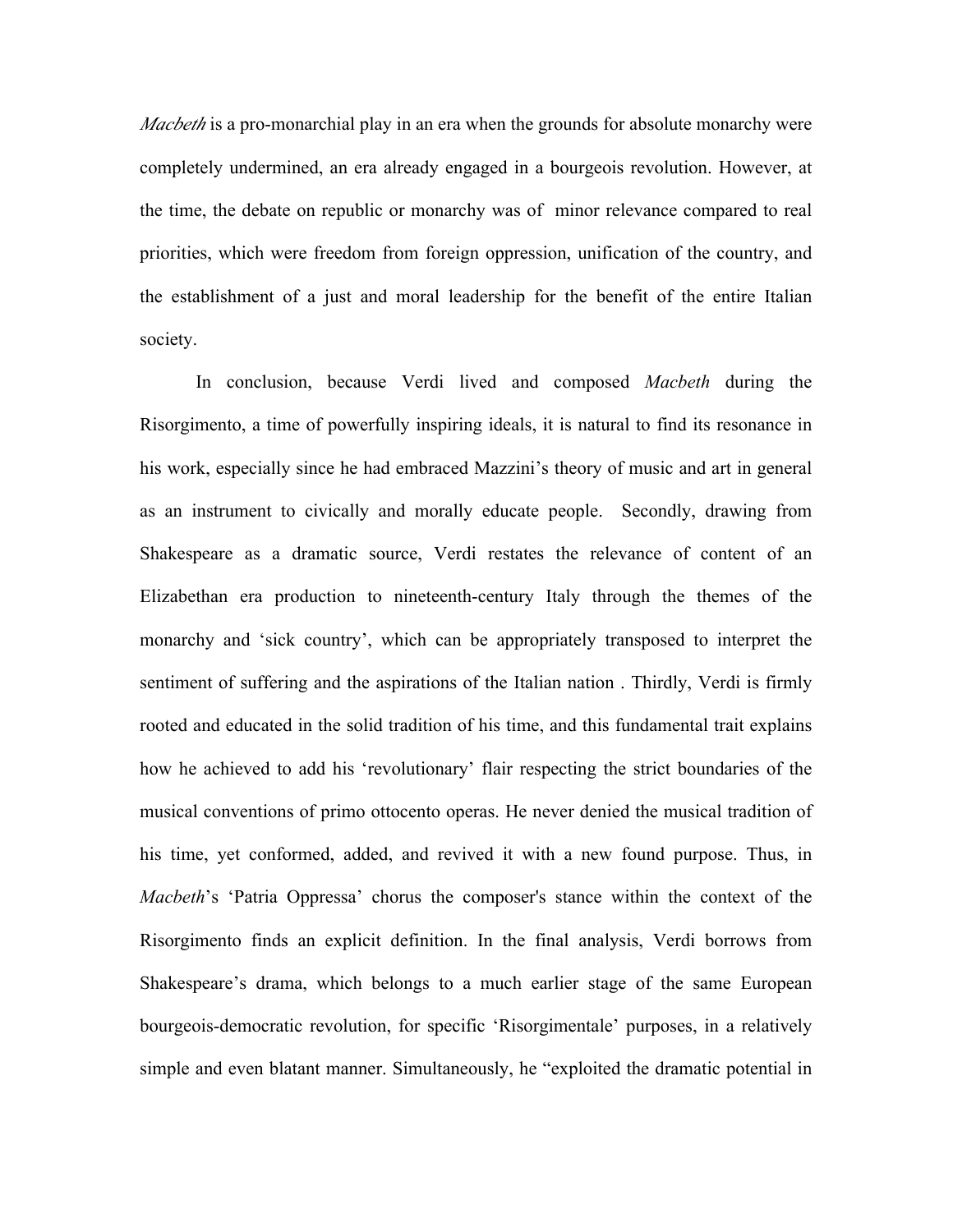*Macbeth* is a pro-monarchial play in an era when the grounds for absolute monarchy were completely undermined, an era already engaged in a bourgeois revolution. However, at the time, the debate on republic or monarchy was of minor relevance compared to real priorities, which were freedom from foreign oppression, unification of the country, and the establishment of a just and moral leadership for the benefit of the entire Italian society.

In conclusion, because Verdi lived and composed *Macbeth* during the Risorgimento, a time of powerfully inspiring ideals, it is natural to find its resonance in his work, especially since he had embraced Mazzini's theory of music and art in general as an instrument to civically and morally educate people. Secondly, drawing from Shakespeare as a dramatic source, Verdi restates the relevance of content of an Elizabethan era production to nineteenth-century Italy through the themes of the monarchy and 'sick country', which can be appropriately transposed to interpret the sentiment of suffering and the aspirations of the Italian nation . Thirdly, Verdi is firmly rooted and educated in the solid tradition of his time, and this fundamental trait explains how he achieved to add his 'revolutionary' flair respecting the strict boundaries of the musical conventions of primo ottocento operas. He never denied the musical tradition of his time, yet conformed, added, and revived it with a new found purpose. Thus, in *Macbeth*'s 'Patria Oppressa' chorus the composer's stance within the context of the Risorgimento finds an explicit definition. In the final analysis, Verdi borrows from Shakespeare's drama, which belongs to a much earlier stage of the same European bourgeois-democratic revolution, for specific 'Risorgimentale' purposes, in a relatively simple and even blatant manner. Simultaneously, he "exploited the dramatic potential in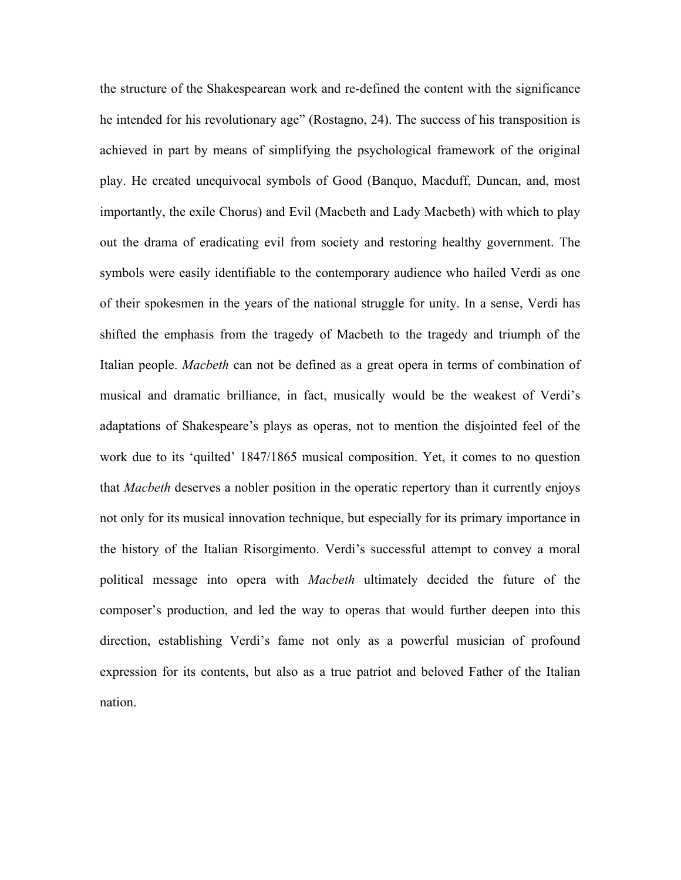the structure of the Shakespearean work and re-defined the content with the significance he intended for his revolutionary age" (Rostagno, 24). The success of his transposition is achieved in part by means of simplifying the psychological framework of the original play. He created unequivocal symbols of Good (Banquo, Macduff, Duncan, and, most importantly, the exile Chorus) and Evil (Macbeth and Lady Macbeth) with which to play out the drama of eradicating evil from society and restoring healthy government. The symbols were easily identifiable to the contemporary audience who hailed Verdi as one of their spokesmen in the years of the national struggle for unity. In a sense, Verdi has shifted the emphasis from the tragedy of Macbeth to the tragedy and triumph of the Italian people. *Macbeth* can not be defined as a great opera in terms of combination of musical and dramatic brilliance, in fact, musically would be the weakest of Verdi's adaptations of Shakespeare's plays as operas, not to mention the disjointed feel of the work due to its 'quilted' 1847/1865 musical composition. Yet, it comes to no question that *Macbeth* deserves a nobler position in the operatic repertory than it currently enjoys not only for its musical innovation technique, but especially for its primary importance in the history of the Italian Risorgimento. Verdi's successful attempt to convey a moral political message into opera with *Macbeth* ultimately decided the future of the composer's production, and led the way to operas that would further deepen into this direction, establishing Verdi's fame not only as a powerful musician of profound expression for its contents, but also as a true patriot and beloved Father of the Italian nation.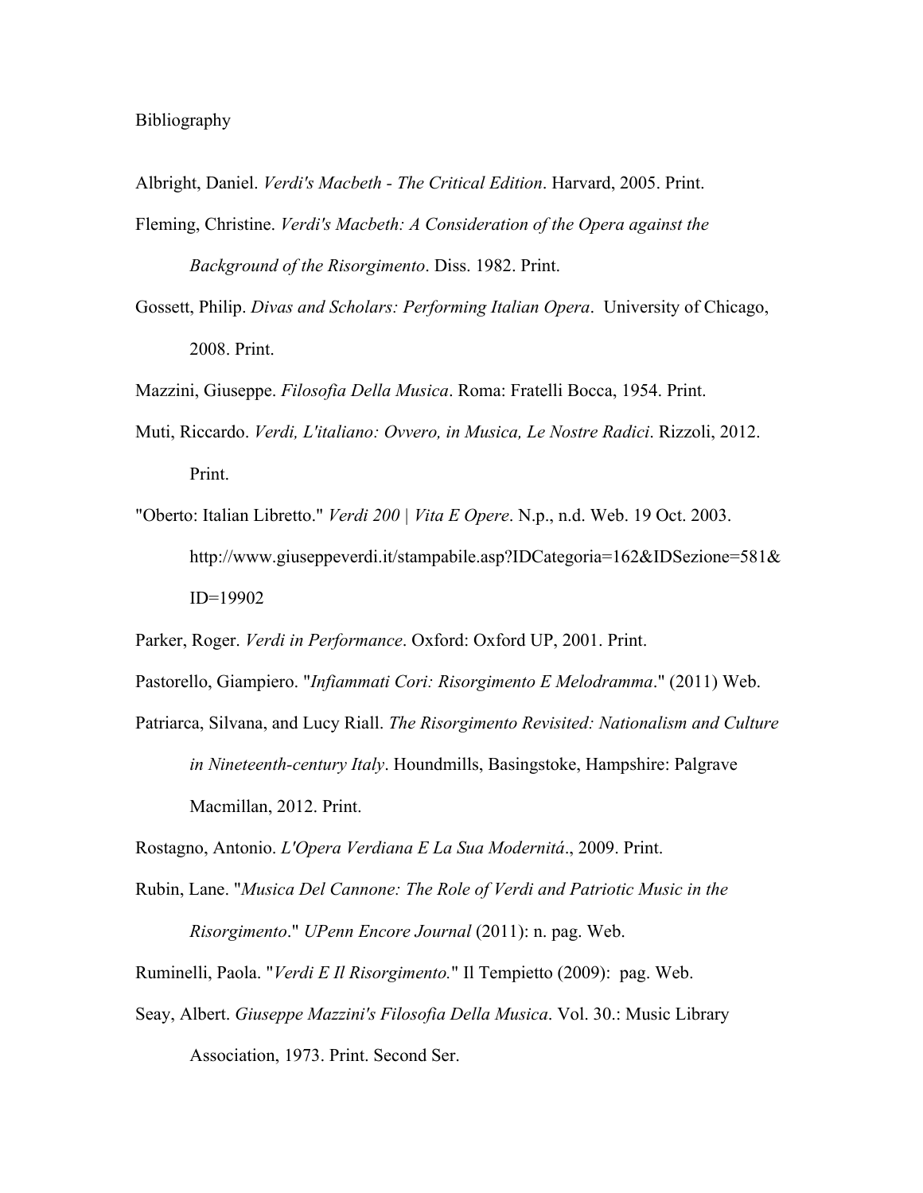Bibliography

Albright, Daniel. *Verdi's Macbeth - The Critical Edition*. Harvard, 2005. Print.

Fleming, Christine. *Verdi's Macbeth: A Consideration of the Opera against the Background of the Risorgimento*. Diss. 1982. Print.

Gossett, Philip. *Divas and Scholars: Performing Italian Opera*. University of Chicago, 2008. Print.

Mazzini, Giuseppe. *Filosofia Della Musica*. Roma: Fratelli Bocca, 1954. Print.

Muti, Riccardo. *Verdi, L'italiano: Ovvero, in Musica, Le Nostre Radici*. Rizzoli, 2012. Print.

"Oberto: Italian Libretto." *Verdi 200 | Vita E Opere*. N.p., n.d. Web. 19 Oct. 2003. http://www.giuseppeverdi.it/stampabile.asp?IDCategoria=162&IDSezione=581&ID=19902

Parker, Roger. *Verdi in Performance*. Oxford: Oxford UP, 2001. Print.

Pastorello, Giampiero. "*Infiammati Cori: Risorgimento E Melodramma*." (2011) Web.

Patriarca, Silvana, and Lucy Riall. *The Risorgimento Revisited: Nationalism and Culture in Nineteenth-century Italy*. Houndmills, Basingstoke, Hampshire: Palgrave Macmillan, 2012. Print.

Rostagno, Antonio. *L'Opera Verdiana E La Sua Modernitá*., 2009. Print.

Rubin, Lane. "*Musica Del Cannone: The Role of Verdi and Patriotic Music in the Risorgimento*." *UPenn Encore Journal* (2011): n. pag. Web.

Ruminelli, Paola. "*Verdi E Il Risorgimento.*" Il Tempietto (2009): pag. Web.

Seay, Albert. *Giuseppe Mazzini's Filosofia Della Musica*. Vol. 30.: Music Library Association, 1973. Print. Second Ser.